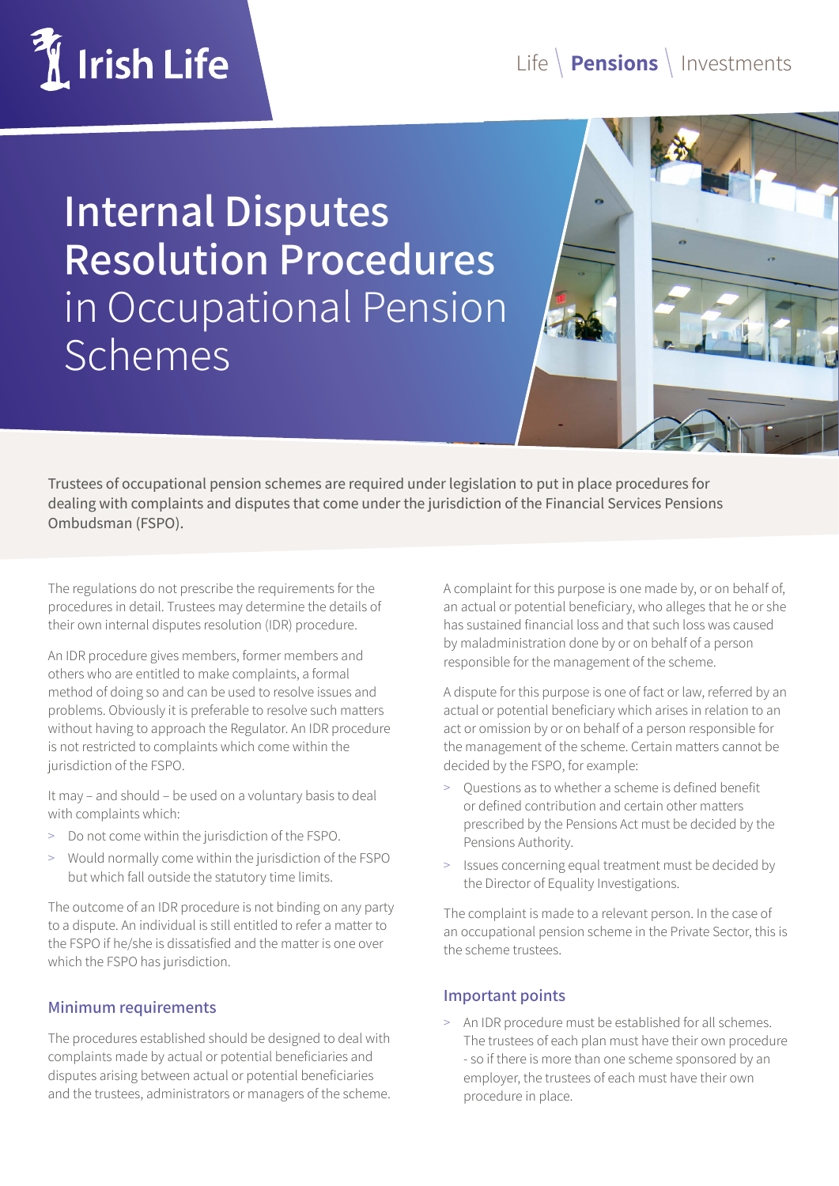Irish Life

Life | **Pensions** | Investments

# Internal Disputes Resolution Procedures in Occupational Pension Schemes

Trustees of occupational pension schemes are required under legislation to put in place procedures for dealing with complaints and disputes that come under the jurisdiction of the Financial Services Pensions Ombudsman (FSPO).

The regulations do not prescribe the requirements for the procedures in detail. Trustees may determine the details of their own internal disputes resolution (IDR) procedure.

An IDR procedure gives members, former members and others who are entitled to make complaints, a formal method of doing so and can be used to resolve issues and problems. Obviously it is preferable to resolve such matters without having to approach the Regulator. An IDR procedure is not restricted to complaints which come within the jurisdiction of the FSPO.

It may – and should – be used on a voluntary basis to deal with complaints which:

- Do not come within the jurisdiction of the FSPO.
- Would normally come within the jurisdiction of the FSPO but which fall outside the statutory time limits.

The outcome of an IDR procedure is not binding on any party to a dispute. An individual is still entitled to refer a matter to the FSPO if he/she is dissatisfied and the matter is one over which the FSPO has jurisdiction.

## Minimum requirements

The procedures established should be designed to deal with complaints made by actual or potential beneficiaries and disputes arising between actual or potential beneficiaries and the trustees, administrators or managers of the scheme.

A complaint for this purpose is one made by, or on behalf of, an actual or potential beneficiary, who alleges that he or she has sustained financial loss and that such loss was caused by maladministration done by or on behalf of a person responsible for the management of the scheme.

A dispute for this purpose is one of fact or law, referred by an actual or potential beneficiary which arises in relation to an act or omission by or on behalf of a person responsible for the management of the scheme. Certain matters cannot be decided by the FSPO, for example:

- Questions as to whether a scheme is defined benefit or defined contribution and certain other matters prescribed by the Pensions Act must be decided by the Pensions Authority.
- Issues concerning equal treatment must be decided by the Director of Equality Investigations.

The complaint is made to a relevant person. In the case of an occupational pension scheme in the Private Sector, this is the scheme trustees.

## Important points

- An IDR procedure must be established for all schemes. The trustees of each plan must have their own procedure - so if there is more than one scheme sponsored by an employer, the trustees of each must have their own procedure in place.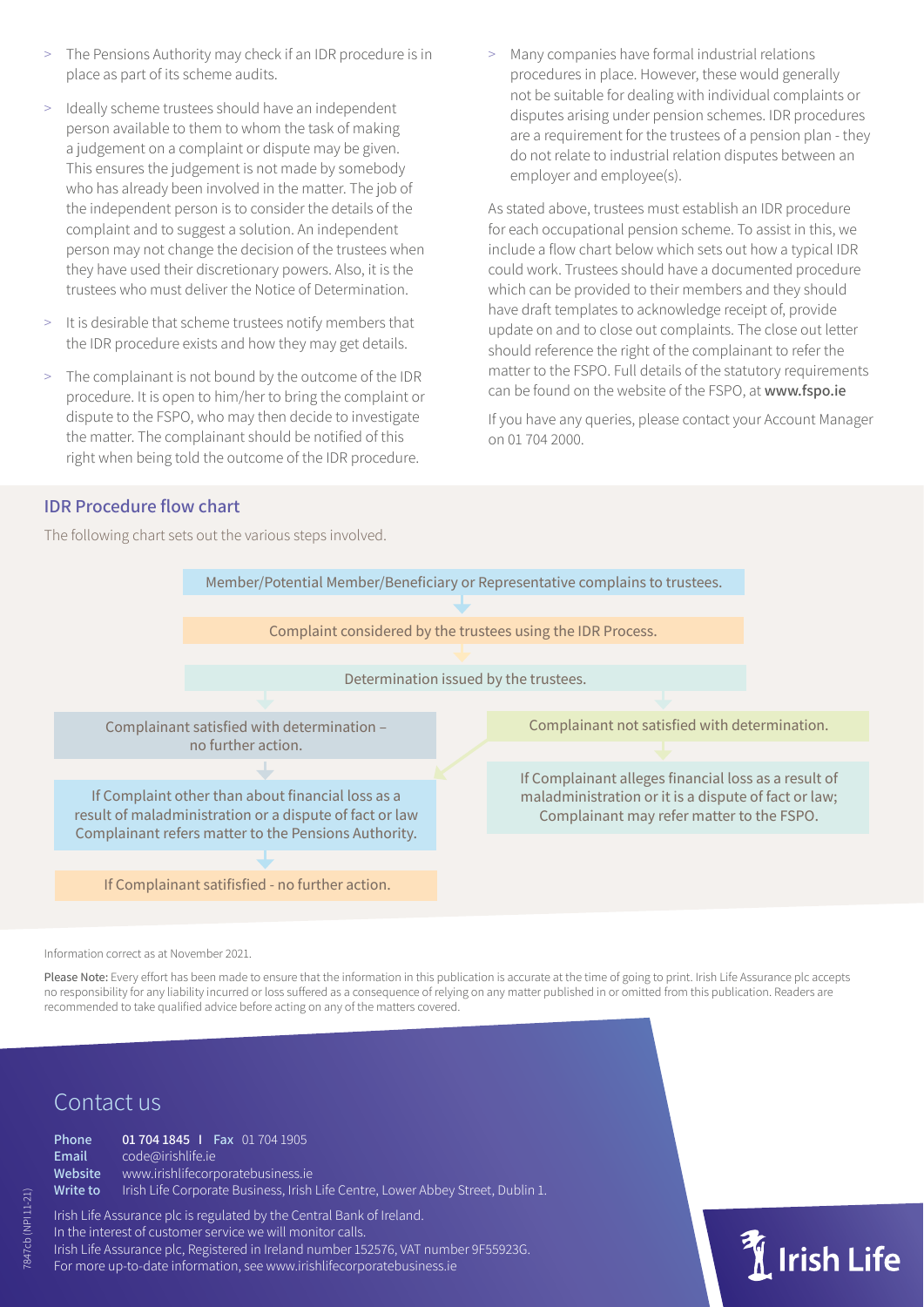- The Pensions Authority may check if an IDR procedure is in place as part of its scheme audits.
- Ideally scheme trustees should have an independent person available to them to whom the task of making a judgement on a complaint or dispute may be given. This ensures the judgement is not made by somebody who has already been involved in the matter. The job of the independent person is to consider the details of the complaint and to suggest a solution. An independent person may not change the decision of the trustees when they have used their discretionary powers. Also, it is the trustees who must deliver the Notice of Determination.
- It is desirable that scheme trustees notify members that the IDR procedure exists and how they may get details.
- The complainant is not bound by the outcome of the IDR procedure. It is open to him/her to bring the complaint or dispute to the FSPO, who may then decide to investigate the matter. The complainant should be notified of this right when being told the outcome of the IDR procedure.
- Many companies have formal industrial relations procedures in place. However, these would generally not be suitable for dealing with individual complaints or disputes arising under pension schemes. IDR procedures are a requirement for the trustees of a pension plan - they do not relate to industrial relation disputes between an employer and employee(s).

As stated above, trustees must establish an IDR procedure for each occupational pension scheme. To assist in this, we include a flow chart below which sets out how a typical IDR could work. Trustees should have a documented procedure which can be provided to their members and they should have draft templates to acknowledge receipt of, provide update on and to close out complaints. The close out letter should reference the right of the complainant to refer the matter to the FSPO. Full details of the statutory requirements can be found on the website of the FSPO, at **www.fspo.ie**

If you have any queries, please contact your Account Manager on 01 704 2000.

## IDR Procedure flow chart

The following chart sets out the various steps involved.

Member/Potential Member/Beneficiary or Representative complains to trustees.

Complaint considered by the trustees using the IDR Process.

Determination issued by the trustees.

Complainant satisfied with determination – no further action.

Complainant not satisfied with determination.

If Complaint other than about financial loss as a result of maladministration or a dispute of fact or law Complainant refers matter to the Pensions Authority.

If Complainant alleges financial loss as a result of maladministration or it is a dispute of fact or law; Complainant may refer matter to the FSPO.

If Complainant satisfied - no further action.

Information correct as at November 2021.

**Please Note:** Every effort has been made to ensure that the information in this publication is accurate at the time of going to print. Irish Life Assurance plc accepts no responsibility for any liability incurred or loss suffered as a consequence of relying on any matter published in or omitted from this publication. Readers are recommended to take qualified advice before acting on any of the matters covered.

## Contact us

**Phone** **01 704 1845** | **Fax** 01 704 1905
**Email** code@irishlife.ie
**Website** www.irishlifecorporatebusiness.ie
**Write to** Irish Life Corporate Business, Irish Life Centre, Lower Abbey Street, Dublin 1.

Irish Life Assurance plc is regulated by the Central Bank of Ireland.
In the interest of customer service we will monitor calls.
Irish Life Assurance plc, Registered in Ireland number 152576, VAT number 9F55923G.
For more up-to-date information, see www.irishlifecorporatebusiness.ie

7847cb (NP11-21)

Irish Life